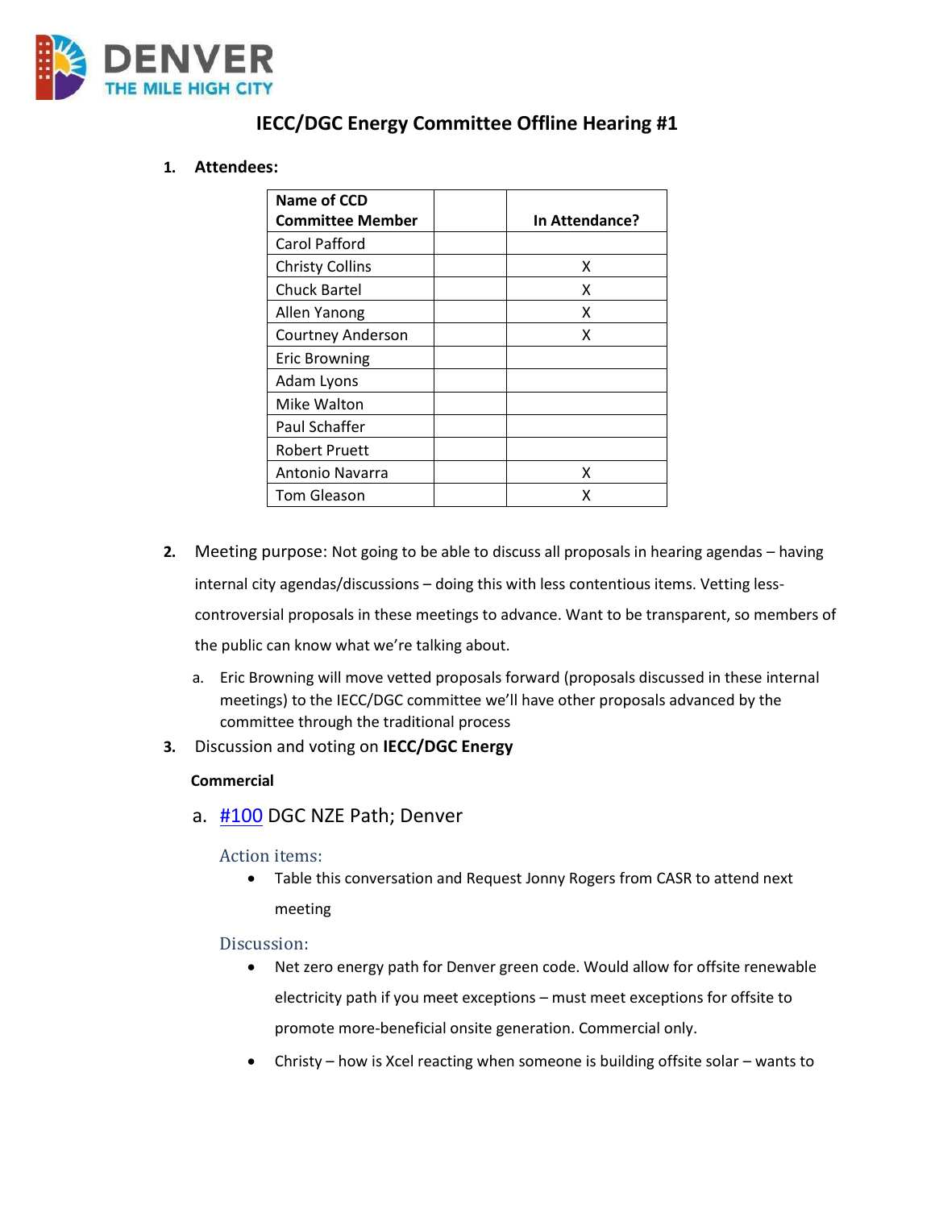# IECC/DGC Energy Committee Offline Hearing #1

1. **Attendees:**

| Name of CCD Committee Member | | In Attendance? |
|---|---|---|
| Carol Pafford | | |
| Christy Collins | | X |
| Chuck Bartel | | X |
| Allen Yanong | | X |
| Courtney Anderson | | X |
| Eric Browning | | |
| Adam Lyons | | |
| Mike Walton | | |
| Paul Schaffer | | |
| Robert Pruett | | |
| Antonio Navarra | | X |
| Tom Gleason | | X |

2. Meeting purpose: Not going to be able to discuss all proposals in hearing agendas – having internal city agendas/discussions – doing this with less contentious items. Vetting less-controversial proposals in these meetings to advance. Want to be transparent, so members of the public can know what we're talking about.
   a. Eric Browning will move vetted proposals forward (proposals discussed in these internal meetings) to the IECC/DGC committee we'll have other proposals advanced by the committee through the traditional process
3. Discussion and voting on **IECC/DGC Energy**

**Commercial**

a. #100 DGC NZE Path; Denver

Action items:

- Table this conversation and Request Jonny Rogers from CASR to attend next meeting

Discussion:

- Net zero energy path for Denver green code. Would allow for offsite renewable electricity path if you meet exceptions – must meet exceptions for offsite to promote more-beneficial onsite generation. Commercial only.
- Christy – how is Xcel reacting when someone is building offsite solar – wants to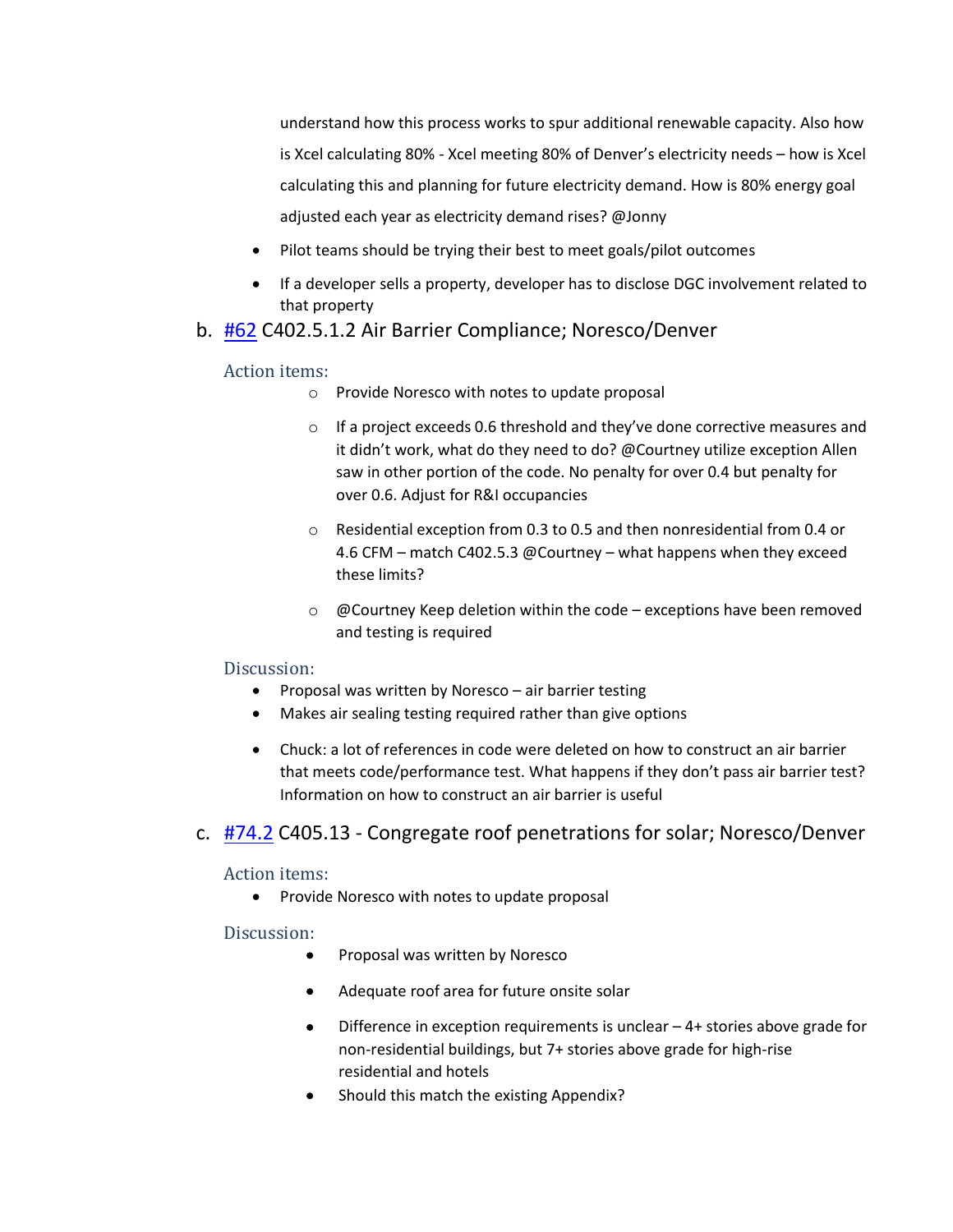understand how this process works to spur additional renewable capacity. Also how is Xcel calculating 80% - Xcel meeting 80% of Denver's electricity needs – how is Xcel calculating this and planning for future electricity demand. How is 80% energy goal adjusted each year as electricity demand rises? @Jonny

- Pilot teams should be trying their best to meet goals/pilot outcomes
- If a developer sells a property, developer has to disclose DGC involvement related to that property

b. #62 C402.5.1.2 Air Barrier Compliance; Noresco/Denver

Action items:

- Provide Noresco with notes to update proposal
- If a project exceeds 0.6 threshold and they've done corrective measures and it didn't work, what do they need to do? @Courtney utilize exception Allen saw in other portion of the code. No penalty for over 0.4 but penalty for over 0.6. Adjust for R&I occupancies
- Residential exception from 0.3 to 0.5 and then nonresidential from 0.4 or 4.6 CFM – match C402.5.3 @Courtney – what happens when they exceed these limits?
- @Courtney Keep deletion within the code – exceptions have been removed and testing is required

Discussion:

- Proposal was written by Noresco – air barrier testing
- Makes air sealing testing required rather than give options
- Chuck: a lot of references in code were deleted on how to construct an air barrier that meets code/performance test. What happens if they don't pass air barrier test? Information on how to construct an air barrier is useful

c. #74.2 C405.13 - Congregate roof penetrations for solar; Noresco/Denver

Action items:

- Provide Noresco with notes to update proposal

Discussion:

- Proposal was written by Noresco
- Adequate roof area for future onsite solar
- Difference in exception requirements is unclear – 4+ stories above grade for non-residential buildings, but 7+ stories above grade for high-rise residential and hotels
- Should this match the existing Appendix?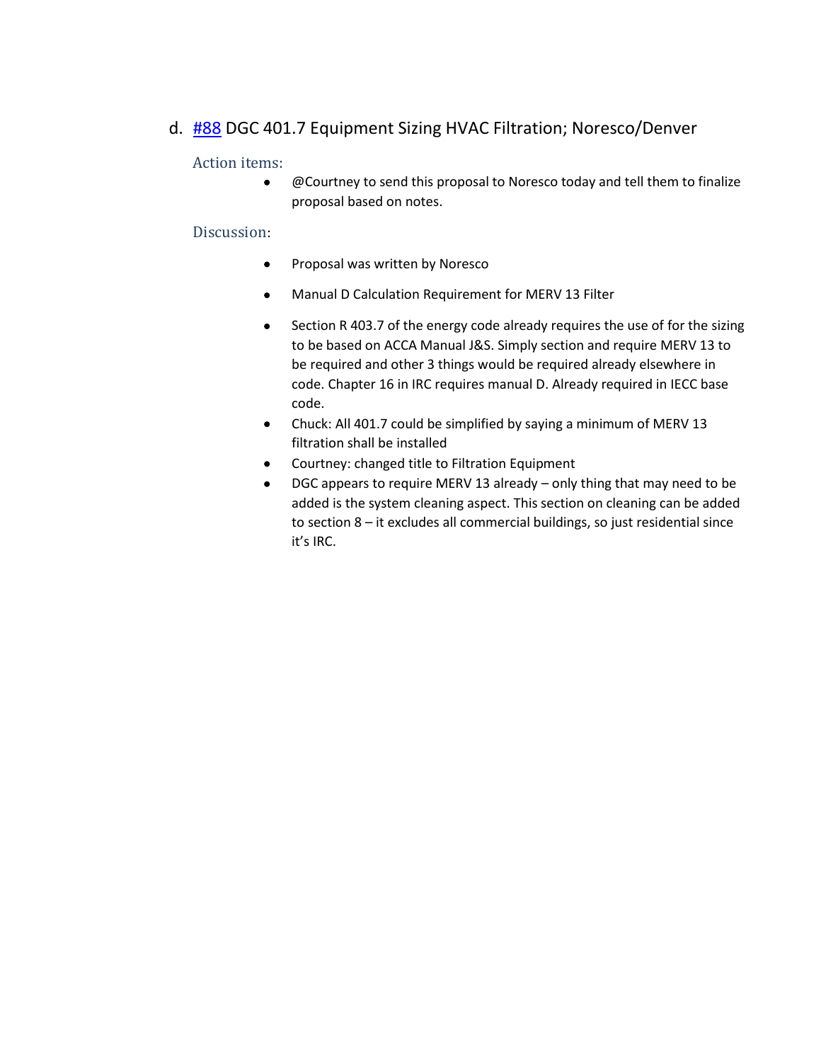d. [#88](#) DGC 401.7 Equipment Sizing HVAC Filtration; Noresco/Denver

Action items:

- @Courtney to send this proposal to Noresco today and tell them to finalize proposal based on notes.

Discussion:

- Proposal was written by Noresco
- Manual D Calculation Requirement for MERV 13 Filter
- Section R 403.7 of the energy code already requires the use of for the sizing to be based on ACCA Manual J&S. Simply section and require MERV 13 to be required and other 3 things would be required already elsewhere in code. Chapter 16 in IRC requires manual D. Already required in IECC base code.
- Chuck: All 401.7 could be simplified by saying a minimum of MERV 13 filtration shall be installed
- Courtney: changed title to Filtration Equipment
- DGC appears to require MERV 13 already – only thing that may need to be added is the system cleaning aspect. This section on cleaning can be added to section 8 – it excludes all commercial buildings, so just residential since it's IRC.